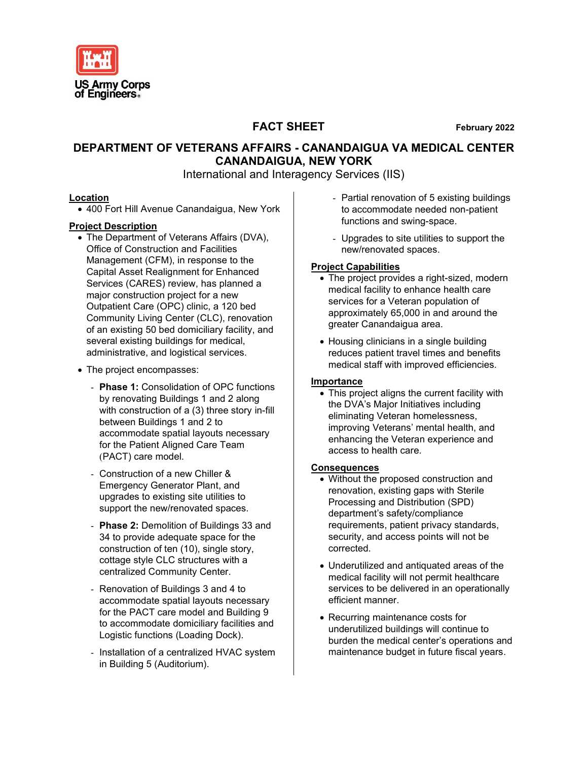US Army Corps of Engineers

**FACT SHEET** **February 2022**

# DEPARTMENT OF VETERANS AFFAIRS - CANANDAIGUA VA MEDICAL CENTER CANANDAIGUA, NEW YORK

International and Interagency Services (IIS)

## Location

- 400 Fort Hill Avenue Canandaigua, New York

## Project Description

- The Department of Veterans Affairs (DVA), Office of Construction and Facilities Management (CFM), in response to the Capital Asset Realignment for Enhanced Services (CARES) review, has planned a major construction project for a new Outpatient Care (OPC) clinic, a 120 bed Community Living Center (CLC), renovation of an existing 50 bed domiciliary facility, and several existing buildings for medical, administrative, and logistical services.
- The project encompasses:
  - **Phase 1:** Consolidation of OPC functions by renovating Buildings 1 and 2 along with construction of a (3) three story in-fill between Buildings 1 and 2 to accommodate spatial layouts necessary for the Patient Aligned Care Team (PACT) care model.
  - Construction of a new Chiller & Emergency Generator Plant, and upgrades to existing site utilities to support the new/renovated spaces.
  - **Phase 2:** Demolition of Buildings 33 and 34 to provide adequate space for the construction of ten (10), single story, cottage style CLC structures with a centralized Community Center.
  - Renovation of Buildings 3 and 4 to accommodate spatial layouts necessary for the PACT care model and Building 9 to accommodate domiciliary facilities and Logistic functions (Loading Dock).
  - Installation of a centralized HVAC system in Building 5 (Auditorium).
  - Partial renovation of 5 existing buildings to accommodate needed non-patient functions and swing-space.
  - Upgrades to site utilities to support the new/renovated spaces.

## Project Capabilities

- The project provides a right-sized, modern medical facility to enhance health care services for a Veteran population of approximately 65,000 in and around the greater Canandaigua area.
- Housing clinicians in a single building reduces patient travel times and benefits medical staff with improved efficiencies.

## Importance

- This project aligns the current facility with the DVA's Major Initiatives including eliminating Veteran homelessness, improving Veterans' mental health, and enhancing the Veteran experience and access to health care.

## Consequences

- Without the proposed construction and renovation, existing gaps with Sterile Processing and Distribution (SPD) department's safety/compliance requirements, patient privacy standards, security, and access points will not be corrected.
- Underutilized and antiquated areas of the medical facility will not permit healthcare services to be delivered in an operationally efficient manner.
- Recurring maintenance costs for underutilized buildings will continue to burden the medical center's operations and maintenance budget in future fiscal years.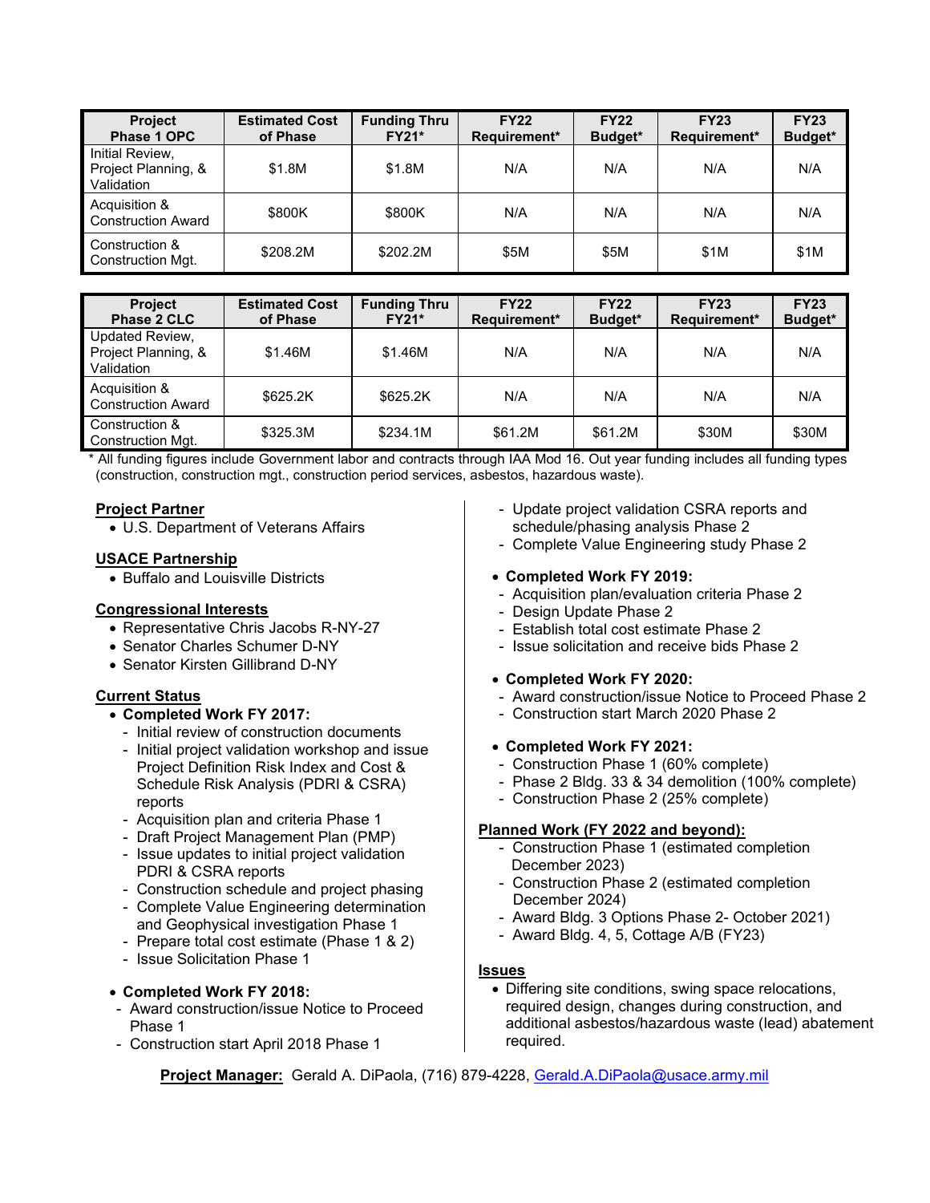| Project Phase 1 OPC | Estimated Cost of Phase | Funding Thru FY21* | FY22 Requirement* | FY22 Budget* | FY23 Requirement* | FY23 Budget* |
|---|---|---|---|---|---|---|
| Initial Review, Project Planning, & Validation | $1.8M | $1.8M | N/A | N/A | N/A | N/A |
| Acquisition & Construction Award | $800K | $800K | N/A | N/A | N/A | N/A |
| Construction & Construction Mgt. | $208.2M | $202.2M | $5M | $5M | $1M | $1M |

| Project Phase 2 CLC | Estimated Cost of Phase | Funding Thru FY21* | FY22 Requirement* | FY22 Budget* | FY23 Requirement* | FY23 Budget* |
|---|---|---|---|---|---|---|
| Updated Review, Project Planning, & Validation | $1.46M | $1.46M | N/A | N/A | N/A | N/A |
| Acquisition & Construction Award | $625.2K | $625.2K | N/A | N/A | N/A | N/A |
| Construction & Construction Mgt. | $325.3M | $234.1M | $61.2M | $61.2M | $30M | $30M |

\* All funding figures include Government labor and contracts through IAA Mod 16. Out year funding includes all funding types (construction, construction mgt., construction period services, asbestos, hazardous waste).

**Project Partner**
- U.S. Department of Veterans Affairs

**USACE Partnership**
- Buffalo and Louisville Districts

**Congressional Interests**
- Representative Chris Jacobs R-NY-27
- Senator Charles Schumer D-NY
- Senator Kirsten Gillibrand D-NY

**Current Status**

- **Completed Work FY 2017:**
  - Initial review of construction documents
  - Initial project validation workshop and issue Project Definition Risk Index and Cost & Schedule Risk Analysis (PDRI & CSRA) reports
  - Acquisition plan and criteria Phase 1
  - Draft Project Management Plan (PMP)
  - Issue updates to initial project validation PDRI & CSRA reports
  - Construction schedule and project phasing
  - Complete Value Engineering determination and Geophysical investigation Phase 1
  - Prepare total cost estimate (Phase 1 & 2)
  - Issue Solicitation Phase 1

- **Completed Work FY 2018:**
  - Award construction/issue Notice to Proceed Phase 1
  - Construction start April 2018 Phase 1
  - Update project validation CSRA reports and schedule/phasing analysis Phase 2
  - Complete Value Engineering study Phase 2

- **Completed Work FY 2019:**
  - Acquisition plan/evaluation criteria Phase 2
  - Design Update Phase 2
  - Establish total cost estimate Phase 2
  - Issue solicitation and receive bids Phase 2

- **Completed Work FY 2020:**
  - Award construction/issue Notice to Proceed Phase 2
  - Construction start March 2020 Phase 2

- **Completed Work FY 2021:**
  - Construction Phase 1 (60% complete)
  - Phase 2 Bldg. 33 & 34 demolition (100% complete)
  - Construction Phase 2 (25% complete)

**Planned Work (FY 2022 and beyond):**
- Construction Phase 1 (estimated completion December 2023)
- Construction Phase 2 (estimated completion December 2024)
- Award Bldg. 3 Options Phase 2- October 2021)
- Award Bldg. 4, 5, Cottage A/B (FY23)

**Issues**
- Differing site conditions, swing space relocations, required design, changes during construction, and additional asbestos/hazardous waste (lead) abatement required.

**Project Manager:** Gerald A. DiPaola, (716) 879-4228, Gerald.A.DiPaola@usace.army.mil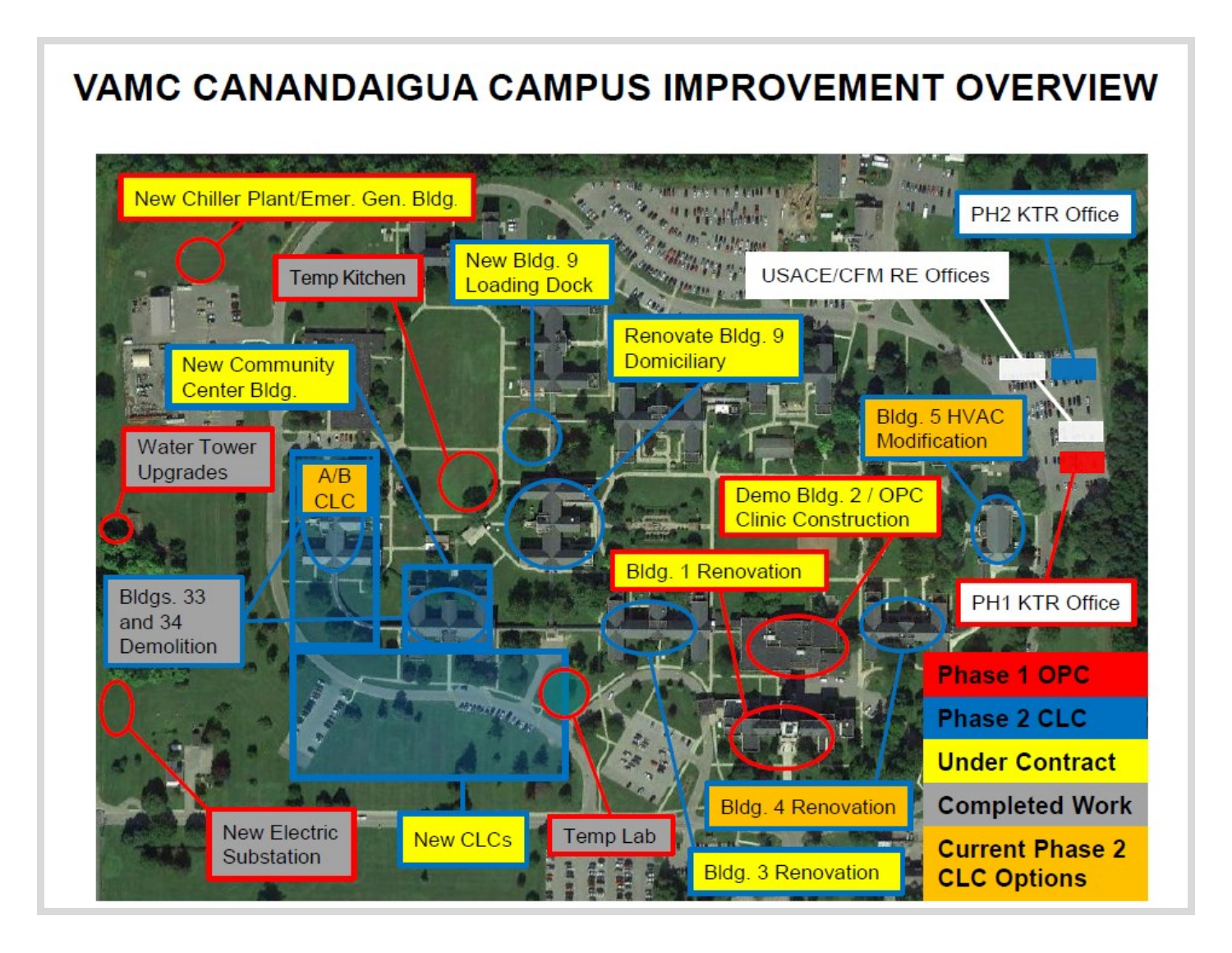# VAMC CANANDAIGUA CAMPUS IMPROVEMENT OVERVIEW

- New Chiller Plant/Emer. Gen. Bldg.
- Temp Kitchen
- New Bldg. 9 Loading Dock
- USACE/CFM RE Offices
- PH2 KTR Office
- Renovate Bldg. 9 Domiciliary
- New Community Center Bldg.
- Water Tower Upgrades
- A/B CLC
- Bldg. 5 HVAC Modification
- Demo Bldg. 2 / OPC Clinic Construction
- Bldgs. 33 and 34 Demolition
- Bldg. 1 Renovation
- PH1 KTR Office
- New Electric Substation
- New CLCs
- Temp Lab
- Bldg. 4 Renovation
- Bldg. 3 Renovation

**Legend:**

- **Phase 1 OPC**
- **Phase 2 CLC**
- **Under Contract**
- **Completed Work**
- **Current Phase 2 CLC Options**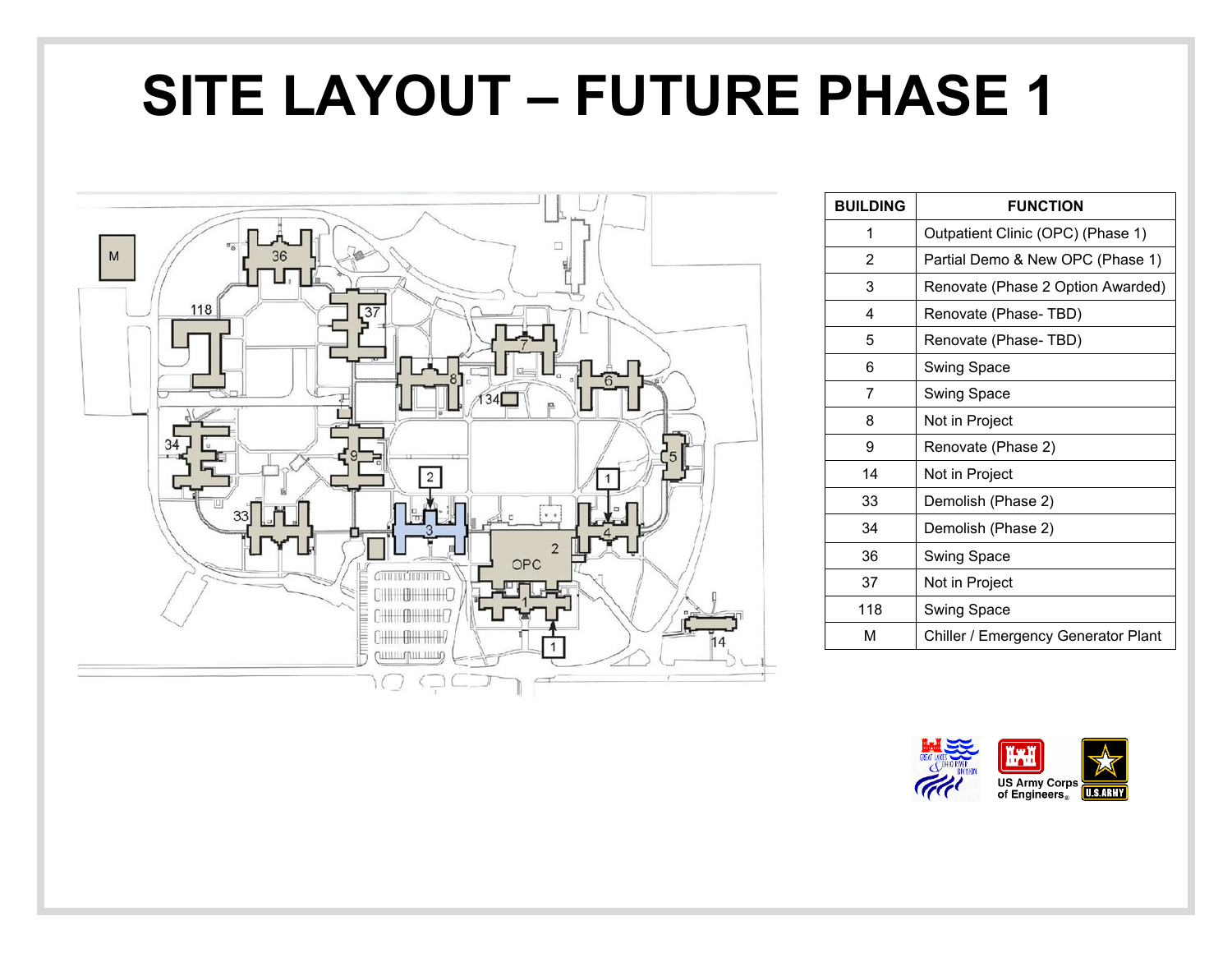# SITE LAYOUT – FUTURE PHASE 1

| BUILDING | FUNCTION |
|---|---|
| 1 | Outpatient Clinic (OPC) (Phase 1) |
| 2 | Partial Demo & New OPC (Phase 1) |
| 3 | Renovate (Phase 2 Option Awarded) |
| 4 | Renovate (Phase- TBD) |
| 5 | Renovate (Phase- TBD) |
| 6 | Swing Space |
| 7 | Swing Space |
| 8 | Not in Project |
| 9 | Renovate (Phase 2) |
| 14 | Not in Project |
| 33 | Demolish (Phase 2) |
| 34 | Demolish (Phase 2) |
| 36 | Swing Space |
| 37 | Not in Project |
| 118 | Swing Space |
| M | Chiller / Emergency Generator Plant |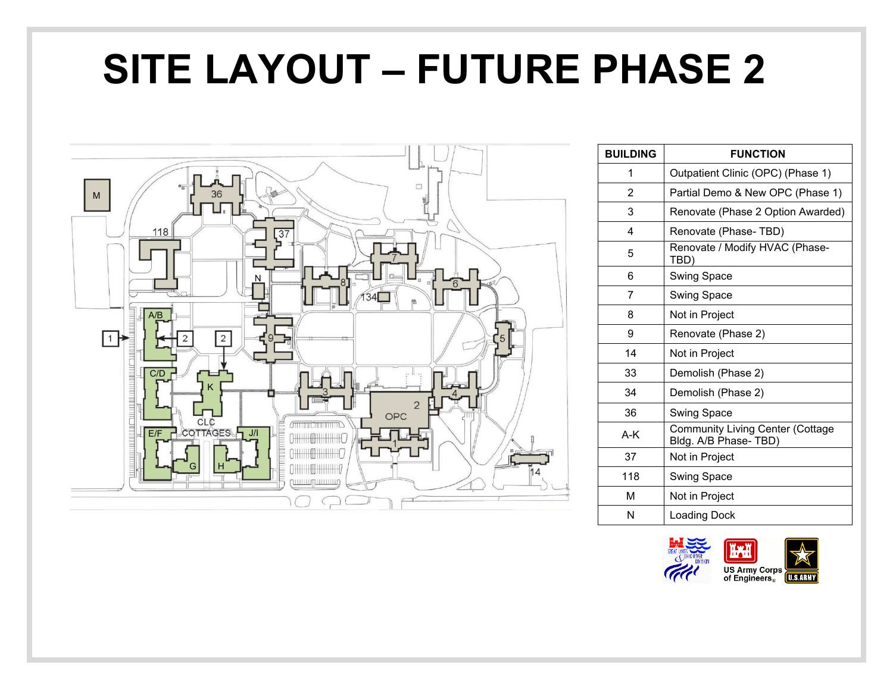# SITE LAYOUT – FUTURE PHASE 2

| BUILDING | FUNCTION |
|---|---|
| 1 | Outpatient Clinic (OPC) (Phase 1) |
| 2 | Partial Demo & New OPC (Phase 1) |
| 3 | Renovate (Phase 2 Option Awarded) |
| 4 | Renovate (Phase- TBD) |
| 5 | Renovate / Modify HVAC (Phase-TBD) |
| 6 | Swing Space |
| 7 | Swing Space |
| 8 | Not in Project |
| 9 | Renovate (Phase 2) |
| 14 | Not in Project |
| 33 | Demolish (Phase 2) |
| 34 | Demolish (Phase 2) |
| 36 | Swing Space |
| A-K | Community Living Center (Cottage Bldg. A/B Phase- TBD) |
| 37 | Not in Project |
| 118 | Swing Space |
| M | Not in Project |
| N | Loading Dock |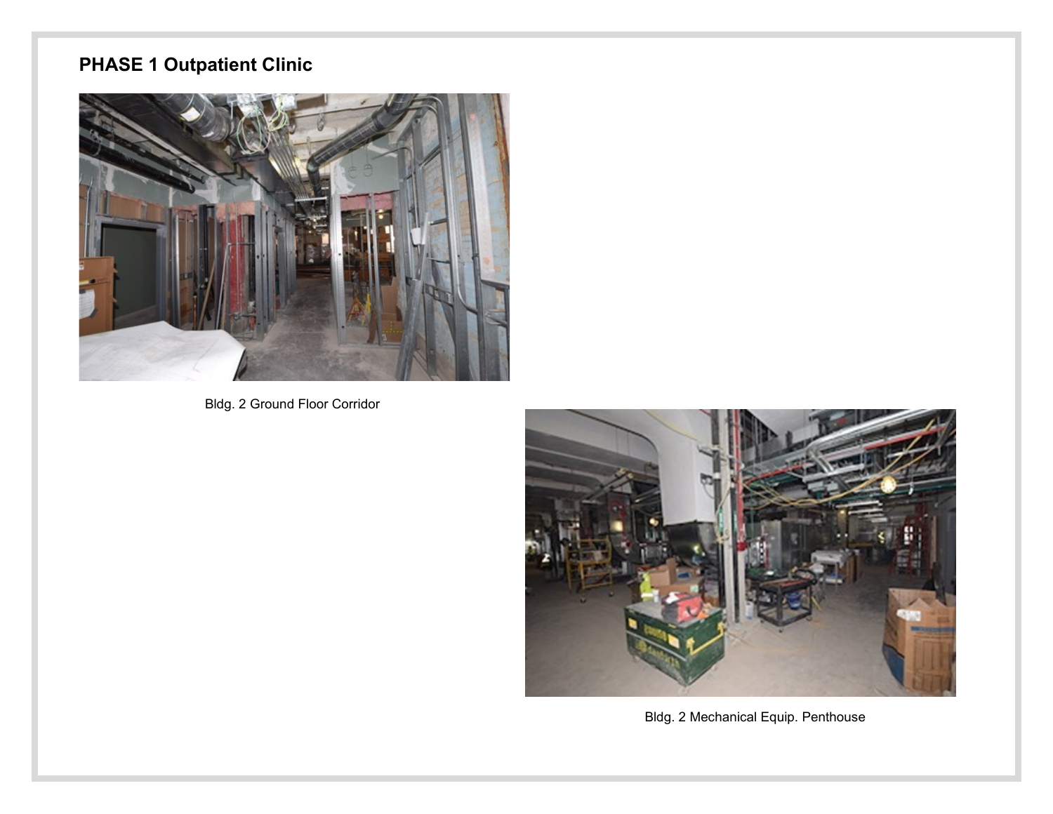## PHASE 1 Outpatient Clinic

Bldg. 2 Ground Floor Corridor

Bldg. 2 Mechanical Equip. Penthouse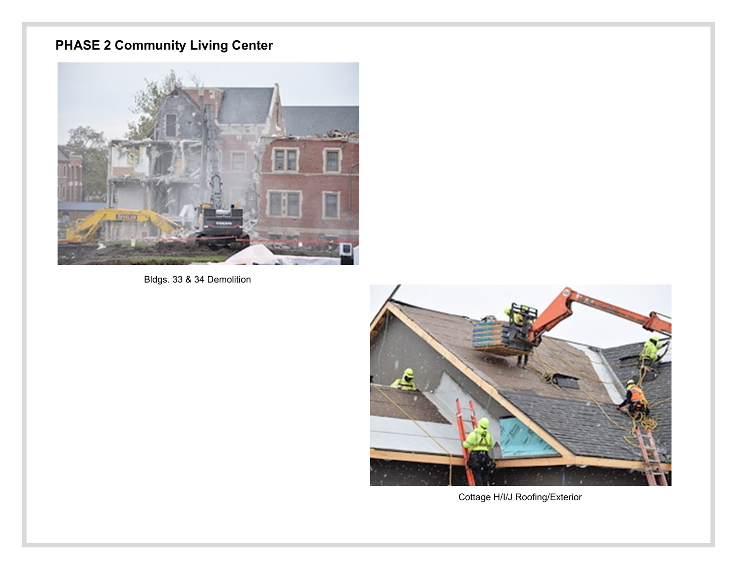## PHASE 2 Community Living Center

Bldgs. 33 & 34 Demolition

Cottage H/I/J Roofing/Exterior